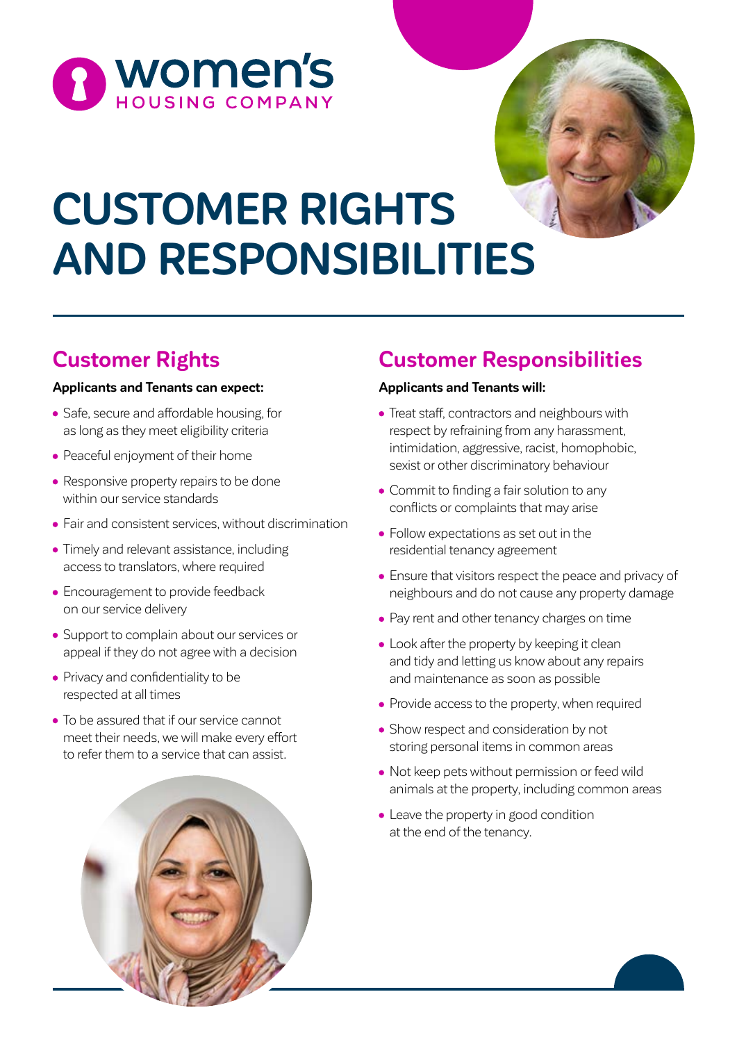women's HOUSING COMPANY

# CUSTOMER RIGHTS AND RESPONSIBILITIES

## Customer Rights

**Applicants and Tenants can expect:**

- Safe, secure and affordable housing, for as long as they meet eligibility criteria
- Peaceful enjoyment of their home
- Responsive property repairs to be done within our service standards
- Fair and consistent services, without discrimination
- Timely and relevant assistance, including access to translators, where required
- Encouragement to provide feedback on our service delivery
- Support to complain about our services or appeal if they do not agree with a decision
- Privacy and confidentiality to be respected at all times
- To be assured that if our service cannot meet their needs, we will make every effort to refer them to a service that can assist.

## Customer Responsibilities

**Applicants and Tenants will:**

- Treat staff, contractors and neighbours with respect by refraining from any harassment, intimidation, aggressive, racist, homophobic, sexist or other discriminatory behaviour
- Commit to finding a fair solution to any conflicts or complaints that may arise
- Follow expectations as set out in the residential tenancy agreement
- Ensure that visitors respect the peace and privacy of neighbours and do not cause any property damage
- Pay rent and other tenancy charges on time
- Look after the property by keeping it clean and tidy and letting us know about any repairs and maintenance as soon as possible
- Provide access to the property, when required
- Show respect and consideration by not storing personal items in common areas
- Not keep pets without permission or feed wild animals at the property, including common areas
- Leave the property in good condition at the end of the tenancy.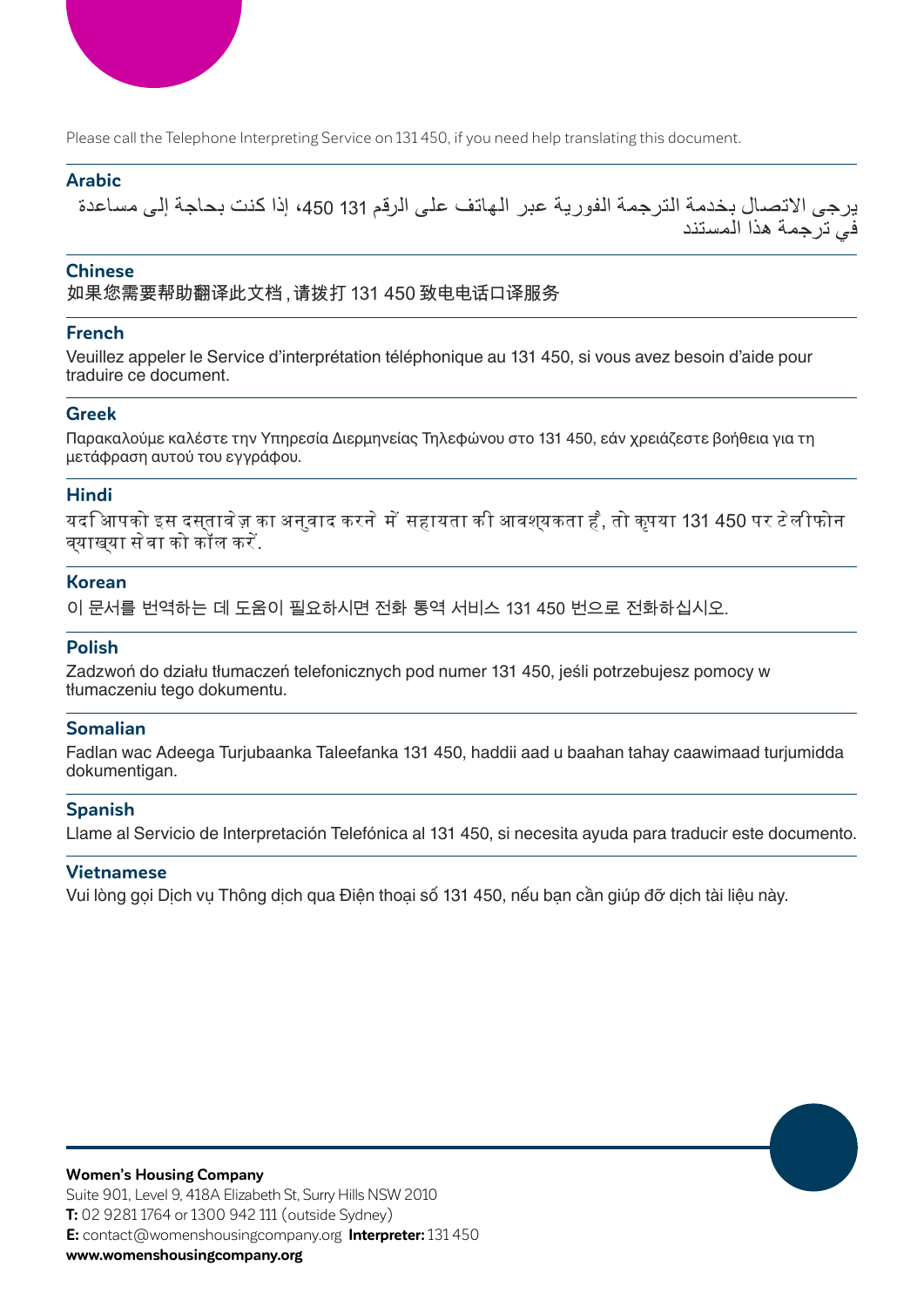Please call the Telephone Interpreting Service on 131 450, if you need help translating this document.

## Arabic

يرجى الاتصال بخدمة الترجمة الفورية عبر الهاتف على الرقم 131 450، إذا كنت بحاجة إلى مساعدة في ترجمة هذا المستند

## Chinese

如果您需要帮助翻译此文档 , 请拨打 131 450 致电电话口译服务

## French

Veuillez appeler le Service d'interprétation téléphonique au 131 450, si vous avez besoin d'aide pour traduire ce document.

## Greek

Παρακαλούμε καλέστε την Υπηρεσία Διερμηνείας Τηλεφώνου στο 131 450, εάν χρειάζεστε βοήθεια για τη μετάφραση αυτού του εγγράφου.

## Hindi

यदि आपको इस दस्तावेज़ का अनुवाद करने में सहायता की आवश्यकता है, तो कृपया 131 450 पर टेलीफोन व्याख्या सेवा को कॉल करें.

## Korean

이 문서를 번역하는 데 도움이 필요하시면 전화 통역 서비스 131 450 번으로 전화하십시오.

## Polish

Zadzwoń do działu tłumaczeń telefonicznych pod numer 131 450, jeśli potrzebujesz pomocy w tłumaczeniu tego dokumentu.

## Somalian

Fadlan wac Adeega Turjubaanka Taleefanka 131 450, haddii aad u baahan tahay caawimaad turjumidda dokumentigan.

## Spanish

Llame al Servicio de Interpretación Telefónica al 131 450, si necesita ayuda para traducir este documento.

## Vietnamese

Vui lòng gọi Dịch vụ Thông dịch qua Điện thoại số 131 450, nếu bạn cần giúp đỡ dịch tài liệu này.

**Women's Housing Company**
Suite 901, Level 9, 418A Elizabeth St, Surry Hills NSW 2010
**T:** 02 9281 1764 or 1300 942 111 (outside Sydney)
**E:** contact@womenshousingcompany.org **Interpreter:** 131 450
**www.womenshousingcompany.org**